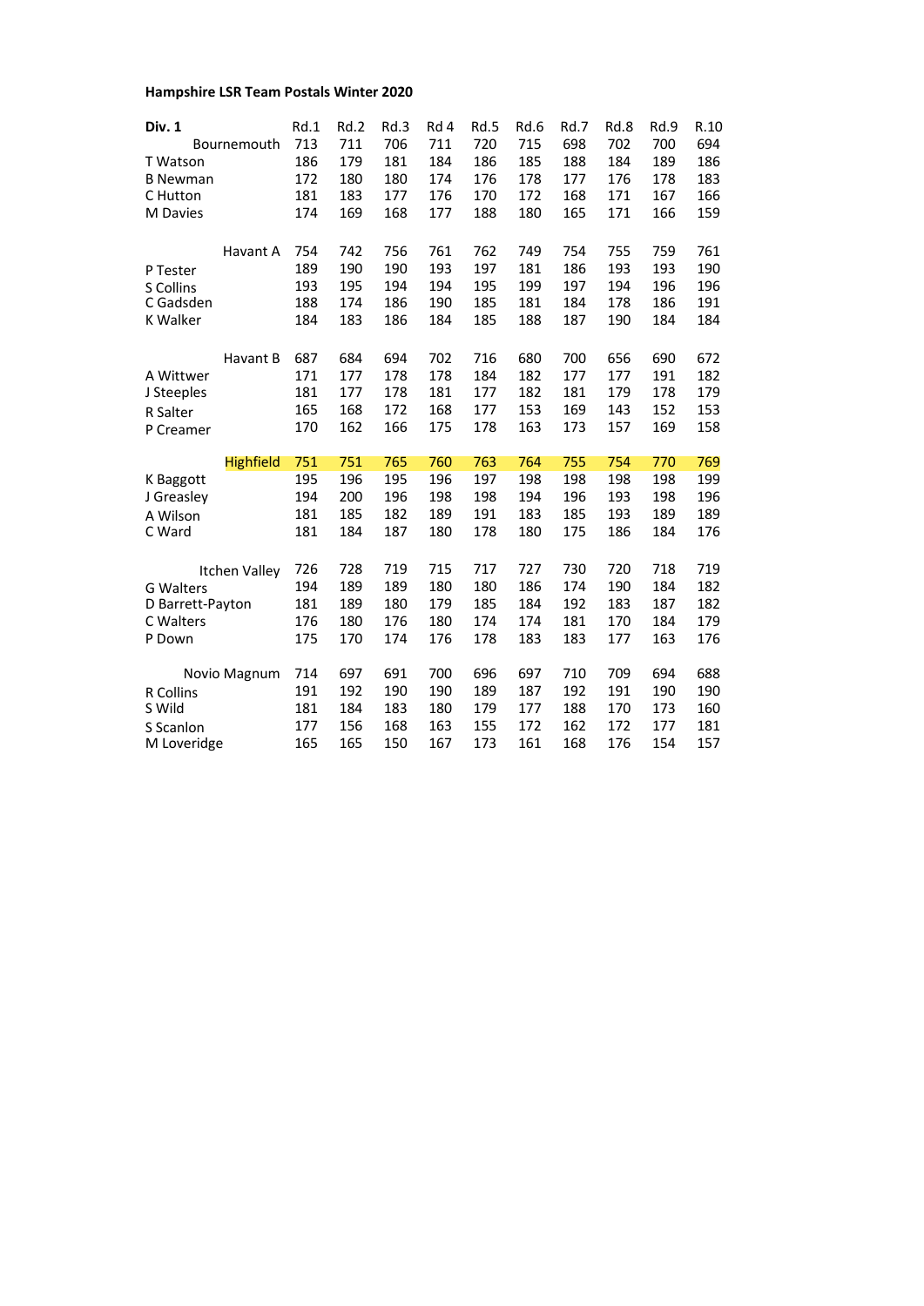**Hampshire LSR Team Postals Winter 2020**

| Div. 1 | Rd.1 | Rd.2 | Rd.3 | Rd 4 | Rd.5 | Rd.6 | Rd.7 | Rd.8 | Rd.9 | R.10 |
|---|---|---|---|---|---|---|---|---|---|---|
| Bournemouth | 713 | 711 | 706 | 711 | 720 | 715 | 698 | 702 | 700 | 694 |
| T Watson | 186 | 179 | 181 | 184 | 186 | 185 | 188 | 184 | 189 | 186 |
| B Newman | 172 | 180 | 180 | 174 | 176 | 178 | 177 | 176 | 178 | 183 |
| C Hutton | 181 | 183 | 177 | 176 | 170 | 172 | 168 | 171 | 167 | 166 |
| M Davies | 174 | 169 | 168 | 177 | 188 | 180 | 165 | 171 | 166 | 159 |
| | | | | | | | | | | |
| Havant A | 754 | 742 | 756 | 761 | 762 | 749 | 754 | 755 | 759 | 761 |
| P Tester | 189 | 190 | 190 | 193 | 197 | 181 | 186 | 193 | 193 | 190 |
| S Collins | 193 | 195 | 194 | 194 | 195 | 199 | 197 | 194 | 196 | 196 |
| C Gadsden | 188 | 174 | 186 | 190 | 185 | 181 | 184 | 178 | 186 | 191 |
| K Walker | 184 | 183 | 186 | 184 | 185 | 188 | 187 | 190 | 184 | 184 |
| | | | | | | | | | | |
| Havant B | 687 | 684 | 694 | 702 | 716 | 680 | 700 | 656 | 690 | 672 |
| A Wittwer | 171 | 177 | 178 | 178 | 184 | 182 | 177 | 177 | 191 | 182 |
| J Steeples | 181 | 177 | 178 | 181 | 177 | 182 | 181 | 179 | 178 | 179 |
| R Salter | 165 | 168 | 172 | 168 | 177 | 153 | 169 | 143 | 152 | 153 |
| P Creamer | 170 | 162 | 166 | 175 | 178 | 163 | 173 | 157 | 169 | 158 |
| | | | | | | | | | | |
| Highfield | 751 | 751 | 765 | 760 | 763 | 764 | 755 | 754 | 770 | 769 |
| K Baggott | 195 | 196 | 195 | 196 | 197 | 198 | 198 | 198 | 198 | 199 |
| J Greasley | 194 | 200 | 196 | 198 | 198 | 194 | 196 | 193 | 198 | 196 |
| A Wilson | 181 | 185 | 182 | 189 | 191 | 183 | 185 | 193 | 189 | 189 |
| C Ward | 181 | 184 | 187 | 180 | 178 | 180 | 175 | 186 | 184 | 176 |
| | | | | | | | | | | |
| Itchen Valley | 726 | 728 | 719 | 715 | 717 | 727 | 730 | 720 | 718 | 719 |
| G Walters | 194 | 189 | 189 | 180 | 180 | 186 | 174 | 190 | 184 | 182 |
| D Barrett-Payton | 181 | 189 | 180 | 179 | 185 | 184 | 192 | 183 | 187 | 182 |
| C Walters | 176 | 180 | 176 | 180 | 174 | 174 | 181 | 170 | 184 | 179 |
| P Down | 175 | 170 | 174 | 176 | 178 | 183 | 183 | 177 | 163 | 176 |
| | | | | | | | | | | |
| Novio Magnum | 714 | 697 | 691 | 700 | 696 | 697 | 710 | 709 | 694 | 688 |
| R Collins | 191 | 192 | 190 | 190 | 189 | 187 | 192 | 191 | 190 | 190 |
| S Wild | 181 | 184 | 183 | 180 | 179 | 177 | 188 | 170 | 173 | 160 |
| S Scanlon | 177 | 156 | 168 | 163 | 155 | 172 | 162 | 172 | 177 | 181 |
| M Loveridge | 165 | 165 | 150 | 167 | 173 | 161 | 168 | 176 | 154 | 157 |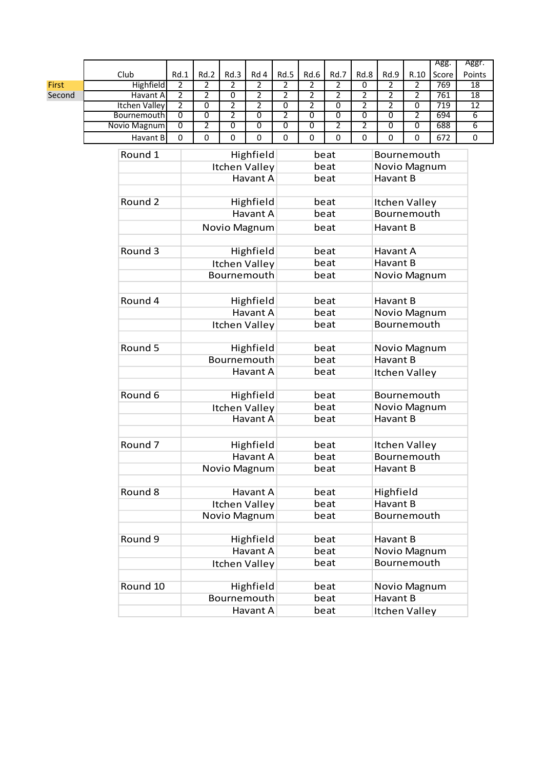| | Club | Rd.1 | Rd.2 | Rd.3 | Rd 4 | Rd.5 | Rd.6 | Rd.7 | Rd.8 | Rd.9 | R.10 | Agg. Score | Aggr. Points |
|---|---|---|---|---|---|---|---|---|---|---|---|---|---|
| First | Highfield | 2 | 2 | 2 | 2 | 2 | 2 | 2 | 0 | 2 | 2 | 769 | 18 |
| Second | Havant A | 2 | 2 | 0 | 2 | 2 | 2 | 2 | 2 | 2 | 2 | 761 | 18 |
| | Itchen Valley | 2 | 0 | 2 | 2 | 0 | 2 | 0 | 2 | 2 | 0 | 719 | 12 |
| | Bournemouth | 0 | 0 | 2 | 0 | 2 | 0 | 0 | 0 | 0 | 2 | 694 | 6 |
| | Novio Magnum | 0 | 2 | 0 | 0 | 0 | 0 | 2 | 2 | 0 | 0 | 688 | 6 |
| | Havant B | 0 | 0 | 0 | 0 | 0 | 0 | 0 | 0 | 0 | 0 | 672 | 0 |

| | | | |
|---|---|---|---|
| Round 1 | Highfield | beat | Bournemouth |
| | Itchen Valley | beat | Novio Magnum |
| | Havant A | beat | Havant B |
| | | | |
| Round 2 | Highfield | beat | Itchen Valley |
| | Havant A | beat | Bournemouth |
| | Novio Magnum | beat | Havant B |
| | | | |
| Round 3 | Highfield | beat | Havant A |
| | Itchen Valley | beat | Havant B |
| | Bournemouth | beat | Novio Magnum |
| | | | |
| Round 4 | Highfield | beat | Havant B |
| | Havant A | beat | Novio Magnum |
| | Itchen Valley | beat | Bournemouth |
| | | | |
| Round 5 | Highfield | beat | Novio Magnum |
| | Bournemouth | beat | Havant B |
| | Havant A | beat | Itchen Valley |
| | | | |
| Round 6 | Highfield | beat | Bournemouth |
| | Itchen Valley | beat | Novio Magnum |
| | Havant A | beat | Havant B |
| | | | |
| Round 7 | Highfield | beat | Itchen Valley |
| | Havant A | beat | Bournemouth |
| | Novio Magnum | beat | Havant B |
| | | | |
| Round 8 | Havant A | beat | Highfield |
| | Itchen Valley | beat | Havant B |
| | Novio Magnum | beat | Bournemouth |
| | | | |
| Round 9 | Highfield | beat | Havant B |
| | Havant A | beat | Novio Magnum |
| | Itchen Valley | beat | Bournemouth |
| | | | |
| Round 10 | Highfield | beat | Novio Magnum |
| | Bournemouth | beat | Havant B |
| | Havant A | beat | Itchen Valley |